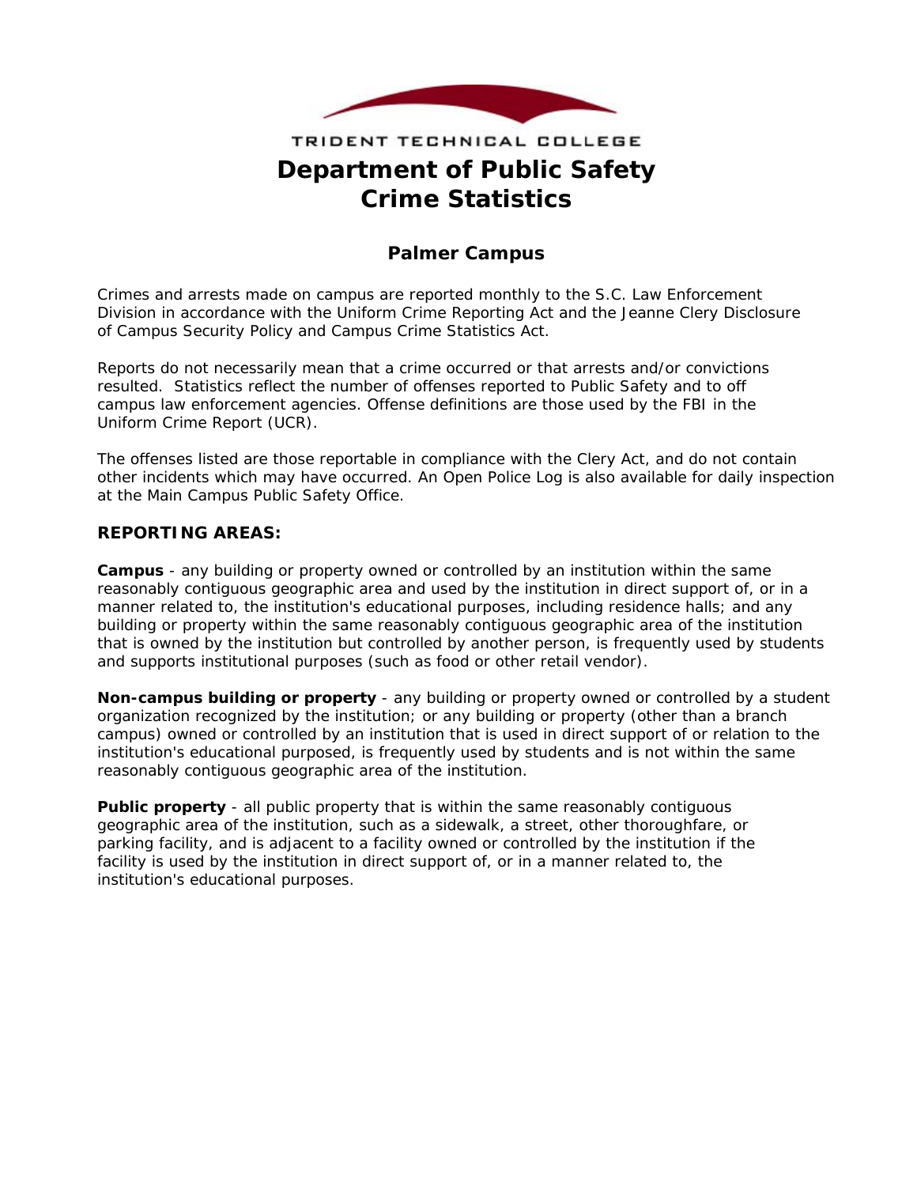TRIDENT TECHNICAL COLLEGE

# Department of Public Safety
# Crime Statistics

## Palmer Campus

Crimes and arrests made on campus are reported monthly to the S.C. Law Enforcement Division in accordance with the Uniform Crime Reporting Act and the Jeanne Clery Disclosure of Campus Security Policy and Campus Crime Statistics Act.

Reports do not necessarily mean that a crime occurred or that arrests and/or convictions resulted. Statistics reflect the number of offenses reported to Public Safety and to off campus law enforcement agencies. Offense definitions are those used by the FBI in the Uniform Crime Report (UCR).

The offenses listed are those reportable in compliance with the Clery Act, and do not contain other incidents which may have occurred. An Open Police Log is also available for daily inspection at the Main Campus Public Safety Office.

### REPORTING AREAS:

**Campus** - any building or property owned or controlled by an institution within the same reasonably contiguous geographic area and used by the institution in direct support of, or in a manner related to, the institution's educational purposes, including residence halls; and any building or property within the same reasonably contiguous geographic area of the institution that is owned by the institution but controlled by another person, is frequently used by students and supports institutional purposes (such as food or other retail vendor).

**Non-campus building or property** - any building or property owned or controlled by a student organization recognized by the institution; or any building or property (other than a branch campus) owned or controlled by an institution that is used in direct support of or relation to the institution's educational purposed, is frequently used by students and is not within the same reasonably contiguous geographic area of the institution.

**Public property** - all public property that is within the same reasonably contiguous geographic area of the institution, such as a sidewalk, a street, other thoroughfare, or parking facility, and is adjacent to a facility owned or controlled by the institution if the facility is used by the institution in direct support of, or in a manner related to, the institution's educational purposes.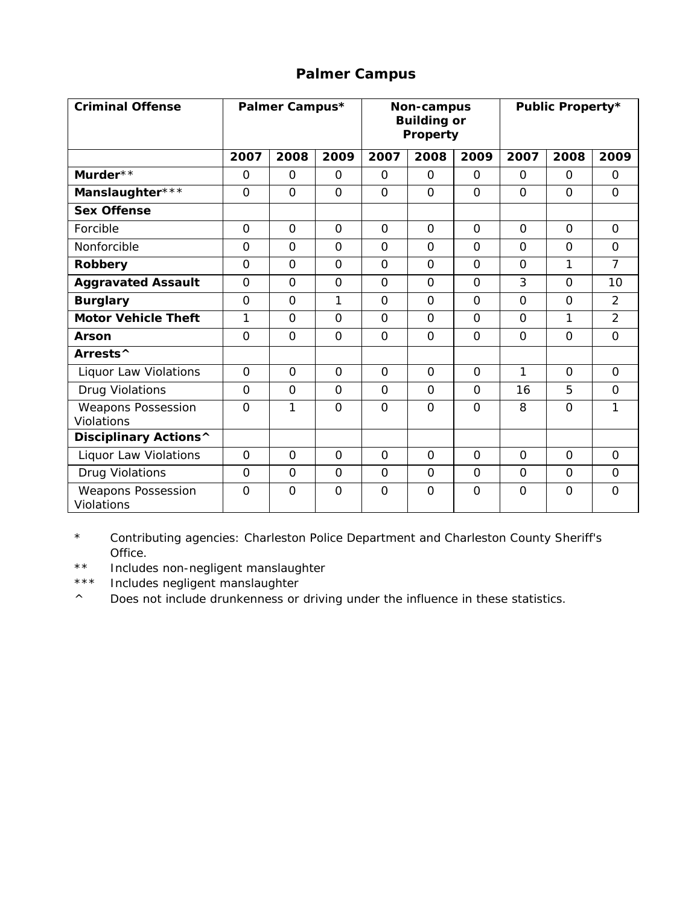# Palmer Campus

| Criminal Offense | Palmer Campus* | | | Non-campus Building or Property | | | Public Property* | | |
|---|---|---|---|---|---|---|---|---|---|
| | 2007 | 2008 | 2009 | 2007 | 2008 | 2009 | 2007 | 2008 | 2009 |
| **Murder**** | 0 | 0 | 0 | 0 | 0 | 0 | 0 | 0 | 0 |
| **Manslaughter***** | 0 | 0 | 0 | 0 | 0 | 0 | 0 | 0 | 0 |
| **Sex Offense** | | | | | | | | | |
| Forcible | 0 | 0 | 0 | 0 | 0 | 0 | 0 | 0 | 0 |
| Nonforcible | 0 | 0 | 0 | 0 | 0 | 0 | 0 | 0 | 0 |
| **Robbery** | 0 | 0 | 0 | 0 | 0 | 0 | 0 | 1 | 7 |
| **Aggravated Assault** | 0 | 0 | 0 | 0 | 0 | 0 | 3 | 0 | 10 |
| **Burglary** | 0 | 0 | 1 | 0 | 0 | 0 | 0 | 0 | 2 |
| **Motor Vehicle Theft** | 1 | 0 | 0 | 0 | 0 | 0 | 0 | 1 | 2 |
| **Arson** | 0 | 0 | 0 | 0 | 0 | 0 | 0 | 0 | 0 |
| **Arrests^** | | | | | | | | | |
| Liquor Law Violations | 0 | 0 | 0 | 0 | 0 | 0 | 1 | 0 | 0 |
| Drug Violations | 0 | 0 | 0 | 0 | 0 | 0 | 16 | 5 | 0 |
| Weapons Possession Violations | 0 | 1 | 0 | 0 | 0 | 0 | 8 | 0 | 1 |
| **Disciplinary Actions^** | | | | | | | | | |
| Liquor Law Violations | 0 | 0 | 0 | 0 | 0 | 0 | 0 | 0 | 0 |
| Drug Violations | 0 | 0 | 0 | 0 | 0 | 0 | 0 | 0 | 0 |
| Weapons Possession Violations | 0 | 0 | 0 | 0 | 0 | 0 | 0 | 0 | 0 |

\* Contributing agencies: Charleston Police Department and Charleston County Sheriff's Office.

** Includes non-negligent manslaughter

*** Includes negligent manslaughter

^ Does not include drunkenness or driving under the influence in these statistics.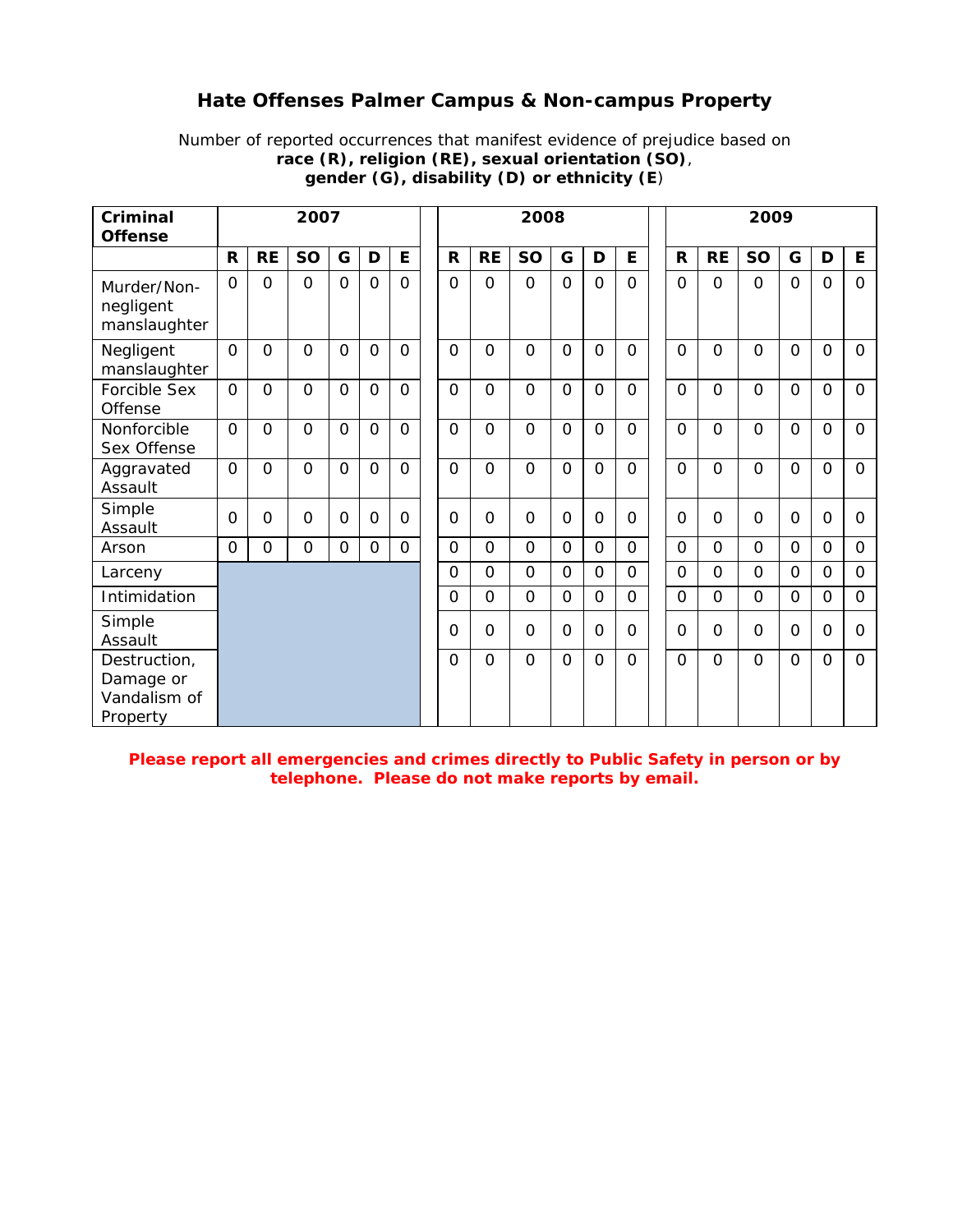# Hate Offenses Palmer Campus & Non-campus Property

Number of reported occurrences that manifest evidence of prejudice based on **race (R), religion (RE), sexual orientation (SO)**, **gender (G), disability (D) or ethnicity (E)**

| Criminal Offense | 2007 | | | | | | 2008 | | | | | | 2009 | | | | | |
|---|---|---|---|---|---|---|---|---|---|---|---|---|---|---|---|---|---|---|
| | R | RE | SO | G | D | E | R | RE | SO | G | D | E | R | RE | SO | G | D | E |
| Murder/Non-negligent manslaughter | 0 | 0 | 0 | 0 | 0 | 0 | 0 | 0 | 0 | 0 | 0 | 0 | 0 | 0 | 0 | 0 | 0 | 0 |
| Negligent manslaughter | 0 | 0 | 0 | 0 | 0 | 0 | 0 | 0 | 0 | 0 | 0 | 0 | 0 | 0 | 0 | 0 | 0 | 0 |
| Forcible Sex Offense | 0 | 0 | 0 | 0 | 0 | 0 | 0 | 0 | 0 | 0 | 0 | 0 | 0 | 0 | 0 | 0 | 0 | 0 |
| Nonforcible Sex Offense | 0 | 0 | 0 | 0 | 0 | 0 | 0 | 0 | 0 | 0 | 0 | 0 | 0 | 0 | 0 | 0 | 0 | 0 |
| Aggravated Assault | 0 | 0 | 0 | 0 | 0 | 0 | 0 | 0 | 0 | 0 | 0 | 0 | 0 | 0 | 0 | 0 | 0 | 0 |
| Simple Assault | 0 | 0 | 0 | 0 | 0 | 0 | 0 | 0 | 0 | 0 | 0 | 0 | 0 | 0 | 0 | 0 | 0 | 0 |
| Arson | 0 | 0 | 0 | 0 | 0 | 0 | 0 | 0 | 0 | 0 | 0 | 0 | 0 | 0 | 0 | 0 | 0 | 0 |
| Larceny | | | | | | | 0 | 0 | 0 | 0 | 0 | 0 | 0 | 0 | 0 | 0 | 0 | 0 |
| Intimidation | | | | | | | 0 | 0 | 0 | 0 | 0 | 0 | 0 | 0 | 0 | 0 | 0 | 0 |
| Simple Assault | | | | | | | 0 | 0 | 0 | 0 | 0 | 0 | 0 | 0 | 0 | 0 | 0 | 0 |
| Destruction, Damage or Vandalism of Property | | | | | | | 0 | 0 | 0 | 0 | 0 | 0 | 0 | 0 | 0 | 0 | 0 | 0 |

**Please report all emergencies and crimes directly to Public Safety in person or by telephone. Please do not make reports by email.**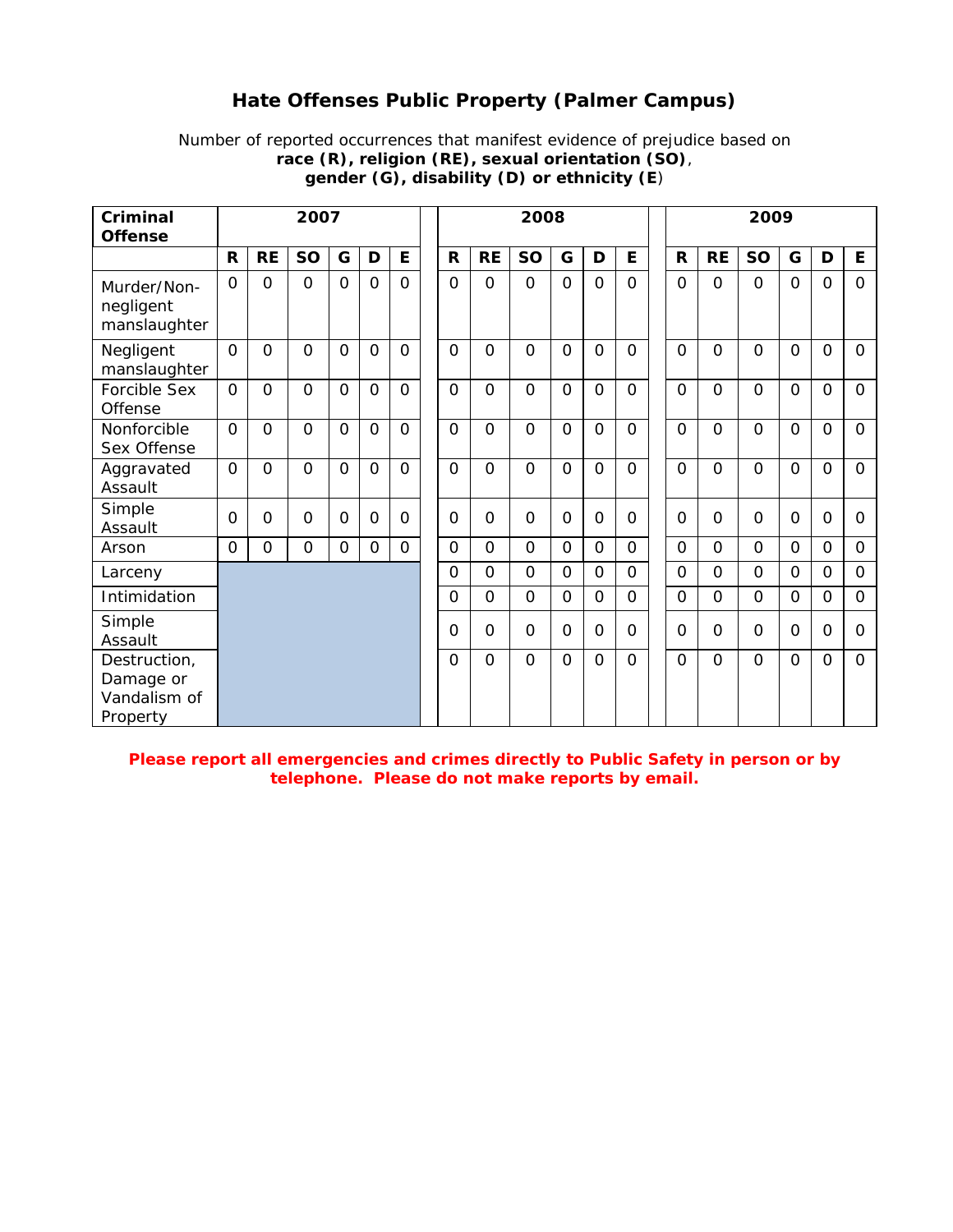## Hate Offenses Public Property (Palmer Campus)

Number of reported occurrences that manifest evidence of prejudice based on **race (R), religion (RE), sexual orientation (SO)**, **gender (G), disability (D) or ethnicity (E)**

| Criminal Offense | 2007 | | | | | | 2008 | | | | | | 2009 | | | | | |
|---|---|---|---|---|---|---|---|---|---|---|---|---|---|---|---|---|---|---|
| | R | RE | SO | G | D | E | R | RE | SO | G | D | E | R | RE | SO | G | D | E |
| Murder/Non-negligent manslaughter | 0 | 0 | 0 | 0 | 0 | 0 | 0 | 0 | 0 | 0 | 0 | 0 | 0 | 0 | 0 | 0 | 0 | 0 |
| Negligent manslaughter | 0 | 0 | 0 | 0 | 0 | 0 | 0 | 0 | 0 | 0 | 0 | 0 | 0 | 0 | 0 | 0 | 0 | 0 |
| Forcible Sex Offense | 0 | 0 | 0 | 0 | 0 | 0 | 0 | 0 | 0 | 0 | 0 | 0 | 0 | 0 | 0 | 0 | 0 | 0 |
| Nonforcible Sex Offense | 0 | 0 | 0 | 0 | 0 | 0 | 0 | 0 | 0 | 0 | 0 | 0 | 0 | 0 | 0 | 0 | 0 | 0 |
| Aggravated Assault | 0 | 0 | 0 | 0 | 0 | 0 | 0 | 0 | 0 | 0 | 0 | 0 | 0 | 0 | 0 | 0 | 0 | 0 |
| Simple Assault | 0 | 0 | 0 | 0 | 0 | 0 | 0 | 0 | 0 | 0 | 0 | 0 | 0 | 0 | 0 | 0 | 0 | 0 |
| Arson | 0 | 0 | 0 | 0 | 0 | 0 | 0 | 0 | 0 | 0 | 0 | 0 | 0 | 0 | 0 | 0 | 0 | 0 |
| Larceny | | | | | | | 0 | 0 | 0 | 0 | 0 | 0 | 0 | 0 | 0 | 0 | 0 | 0 |
| Intimidation | | | | | | | 0 | 0 | 0 | 0 | 0 | 0 | 0 | 0 | 0 | 0 | 0 | 0 |
| Simple Assault | | | | | | | 0 | 0 | 0 | 0 | 0 | 0 | 0 | 0 | 0 | 0 | 0 | 0 |
| Destruction, Damage or Vandalism of Property | | | | | | | 0 | 0 | 0 | 0 | 0 | 0 | 0 | 0 | 0 | 0 | 0 | 0 |

**Please report all emergencies and crimes directly to Public Safety in person or by telephone. Please do not make reports by email.**